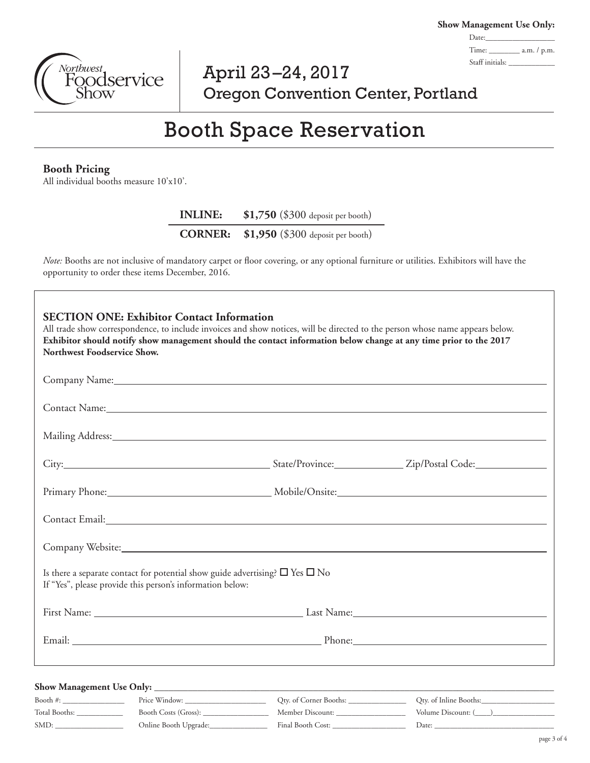**Show Management Use Only:**

Date:\_\_\_\_\_\_\_\_\_\_\_\_\_\_\_\_

Time: \_\_\_\_\_\_\_\_ a.m. / p.m.

Staff initials: \_\_\_\_\_\_\_\_\_\_\_\_

Northwest Foodservice Show

April 23–24, 2017
Oregon Convention Center, Portland

# Booth Space Reservation

**Booth Pricing**
All individual booths measure 10'x10'.

| | |
|---|---|
| **INLINE:** | **$1,750** ($300 deposit per booth) |
| **CORNER:** | **$1,950** ($300 deposit per booth) |

*Note:* Booths are not inclusive of mandatory carpet or floor covering, or any optional furniture or utilities. Exhibitors will have the opportunity to order these items December, 2016.

## SECTION ONE: Exhibitor Contact Information

All trade show correspondence, to include invoices and show notices, will be directed to the person whose name appears below. **Exhibitor should notify show management should the contact information below change at any time prior to the 2017 Northwest Foodservice Show.**

Company Name:\_\_\_\_\_\_\_\_\_\_\_\_\_\_\_\_\_\_\_\_\_\_\_\_\_\_\_\_\_\_\_\_\_\_\_\_\_\_\_\_

Contact Name:\_\_\_\_\_\_\_\_\_\_\_\_\_\_\_\_\_\_\_\_\_\_\_\_\_\_\_\_\_\_\_\_\_\_\_\_\_\_\_\_

Mailing Address:\_\_\_\_\_\_\_\_\_\_\_\_\_\_\_\_\_\_\_\_\_\_\_\_\_\_\_\_\_\_\_\_\_\_\_\_\_\_\_\_

City:\_\_\_\_\_\_\_\_\_\_\_\_\_\_\_\_\_\_\_\_ State/Province:\_\_\_\_\_\_\_\_\_\_\_\_ Zip/Postal Code:\_\_\_\_\_\_\_\_\_\_\_\_

Primary Phone:\_\_\_\_\_\_\_\_\_\_\_\_\_\_\_\_\_\_\_\_ Mobile/Onsite:\_\_\_\_\_\_\_\_\_\_\_\_\_\_\_\_\_\_\_\_

Contact Email:\_\_\_\_\_\_\_\_\_\_\_\_\_\_\_\_\_\_\_\_\_\_\_\_\_\_\_\_\_\_\_\_\_\_\_\_\_\_\_\_

Company Website:\_\_\_\_\_\_\_\_\_\_\_\_\_\_\_\_\_\_\_\_\_\_\_\_\_\_\_\_\_\_\_\_\_\_\_\_\_\_\_\_

Is there a separate contact for potential show guide advertising? ☐ Yes ☐ No
If "Yes", please provide this person's information below:

First Name: \_\_\_\_\_\_\_\_\_\_\_\_\_\_\_\_\_\_\_\_ Last Name:\_\_\_\_\_\_\_\_\_\_\_\_\_\_\_\_\_\_\_\_

Email: \_\_\_\_\_\_\_\_\_\_\_\_\_\_\_\_\_\_\_\_ Phone:\_\_\_\_\_\_\_\_\_\_\_\_\_\_\_\_\_\_\_\_

**Show Management Use Only:**

| | | | |
|---|---|---|---|
| Booth #: \_\_\_\_\_\_\_\_ | Price Window: \_\_\_\_\_\_\_\_ | Qty. of Corner Booths: \_\_\_\_\_\_\_\_ | Qty. of Inline Booths:\_\_\_\_\_\_\_\_ |
| Total Booths: \_\_\_\_\_\_\_\_ | Booth Costs (Gross): \_\_\_\_\_\_\_\_ | Member Discount: \_\_\_\_\_\_\_\_ | Volume Discount: (\_\_\_\_)\_\_\_\_\_\_\_\_ |
| SMD: \_\_\_\_\_\_\_\_ | Online Booth Upgrade:\_\_\_\_\_\_\_\_ | Final Booth Cost: \_\_\_\_\_\_\_\_ | Date: \_\_\_\_\_\_\_\_ |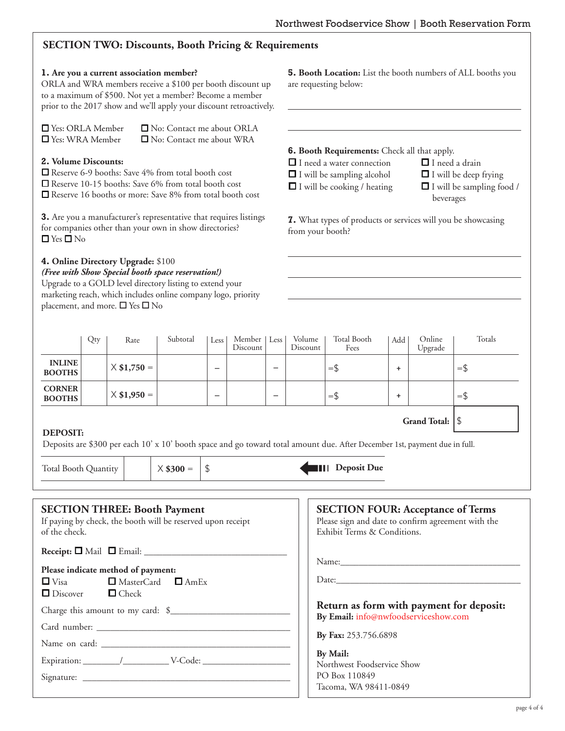## SECTION TWO: Discounts, Booth Pricing & Requirements

**1. Are you a current association member?**
ORLA and WRA members receive a $100 per booth discount up to a maximum of $500. Not yet a member? Become a member prior to the 2017 show and we'll apply your discount retroactively.

☐ Yes: ORLA Member ☐ No: Contact me about ORLA
☐ Yes: WRA Member ☐ No: Contact me about WRA

**2. Volume Discounts:**
☐ Reserve 6-9 booths: Save 4% from total booth cost
☐ Reserve 10-15 booths: Save 6% from total booth cost
☐ Reserve 16 booths or more: Save 8% from total booth cost

**3.** Are you a manufacturer's representative that requires listings for companies other than your own in show directories?
☐ Yes ☐ No

**4. Online Directory Upgrade:** $100
***(Free with Show Special booth space reservation!)***
Upgrade to a GOLD level directory listing to extend your marketing reach, which includes online company logo, priority placement, and more. ☐ Yes ☐ No

**5. Booth Location:** List the booth numbers of ALL booths you are requesting below:

\_\_\_\_\_\_\_\_\_\_\_\_\_\_\_\_\_\_\_\_\_\_\_\_\_\_\_\_\_\_\_\_\_\_\_\_\_\_\_\_

\_\_\_\_\_\_\_\_\_\_\_\_\_\_\_\_\_\_\_\_\_\_\_\_\_\_\_\_\_\_\_\_\_\_\_\_\_\_\_\_

**6. Booth Requirements:** Check all that apply.
☐ I need a water connection ☐ I need a drain
☐ I will be sampling alcohol ☐ I will be deep frying
☐ I will be cooking / heating ☐ I will be sampling food / beverages

**7.** What types of products or services will you be showcasing from your booth?

\_\_\_\_\_\_\_\_\_\_\_\_\_\_\_\_\_\_\_\_\_\_\_\_\_\_\_\_\_\_\_\_\_\_\_\_\_\_\_\_

\_\_\_\_\_\_\_\_\_\_\_\_\_\_\_\_\_\_\_\_\_\_\_\_\_\_\_\_\_\_\_\_\_\_\_\_\_\_\_\_

\_\_\_\_\_\_\_\_\_\_\_\_\_\_\_\_\_\_\_\_\_\_\_\_\_\_\_\_\_\_\_\_\_\_\_\_\_\_\_\_

| | Qty | Rate | Subtotal | Less | Member Discount | Less | Volume Discount | Total Booth Fees | Add | Online Upgrade | Totals |
|---|---|---|---|---|---|---|---|---|---|---|---|
| **INLINE BOOTHS** | | X **$1,750** = | | – | | – | | =$ | + | | =$ |
| **CORNER BOOTHS** | | X **$1,950** = | | – | | – | | =$ | + | | =$ |
| | | | | | | | | | | **Grand Total:** | $ |

**DEPOSIT:**
Deposits are $300 per each 10' x 10' booth space and go toward total amount due. After December 1st, payment due in full.

| Total Booth Quantity | | X **$300** = | $ | **Deposit Due** |
|---|---|---|---|---|

## SECTION THREE: Booth Payment

If paying by check, the booth will be reserved upon receipt of the check.

**Receipt:** ☐ Mail ☐ Email: \_\_\_\_\_\_\_\_\_\_\_\_\_\_\_\_\_\_\_\_\_\_\_\_\_\_\_\_

**Please indicate method of payment:**
☐ Visa ☐ MasterCard ☐ AmEx
☐ Discover ☐ Check

Charge this amount to my card: $\_\_\_\_\_\_\_\_\_\_\_\_\_\_\_\_\_\_\_\_\_\_\_\_

Card number: \_\_\_\_\_\_\_\_\_\_\_\_\_\_\_\_\_\_\_\_\_\_\_\_\_\_\_\_\_\_\_\_\_\_\_\_

Name on card: \_\_\_\_\_\_\_\_\_\_\_\_\_\_\_\_\_\_\_\_\_\_\_\_\_\_\_\_\_\_\_\_\_\_\_

Expiration: \_\_\_\_\_\_\_/\_\_\_\_\_\_\_\_\_ V-Code: \_\_\_\_\_\_\_\_\_\_\_\_\_\_\_\_\_

Signature: \_\_\_\_\_\_\_\_\_\_\_\_\_\_\_\_\_\_\_\_\_\_\_\_\_\_\_\_\_\_\_\_\_\_\_\_\_\_\_\_

## SECTION FOUR: Acceptance of Terms

Please sign and date to confirm agreement with the Exhibit Terms & Conditions.

Name:\_\_\_\_\_\_\_\_\_\_\_\_\_\_\_\_\_\_\_\_\_\_\_\_\_\_\_\_\_\_\_\_\_\_\_\_\_\_\_\_

Date:\_\_\_\_\_\_\_\_\_\_\_\_\_\_\_\_\_\_\_\_\_\_\_\_\_\_\_\_\_\_\_\_\_\_\_\_\_\_\_\_\_

### Return as form with payment for deposit:

**By Email:** info@nwfoodserviceshow.com

**By Fax:** 253.756.6898

**By Mail:**
Northwest Foodservice Show
PO Box 110849
Tacoma, WA 98411-0849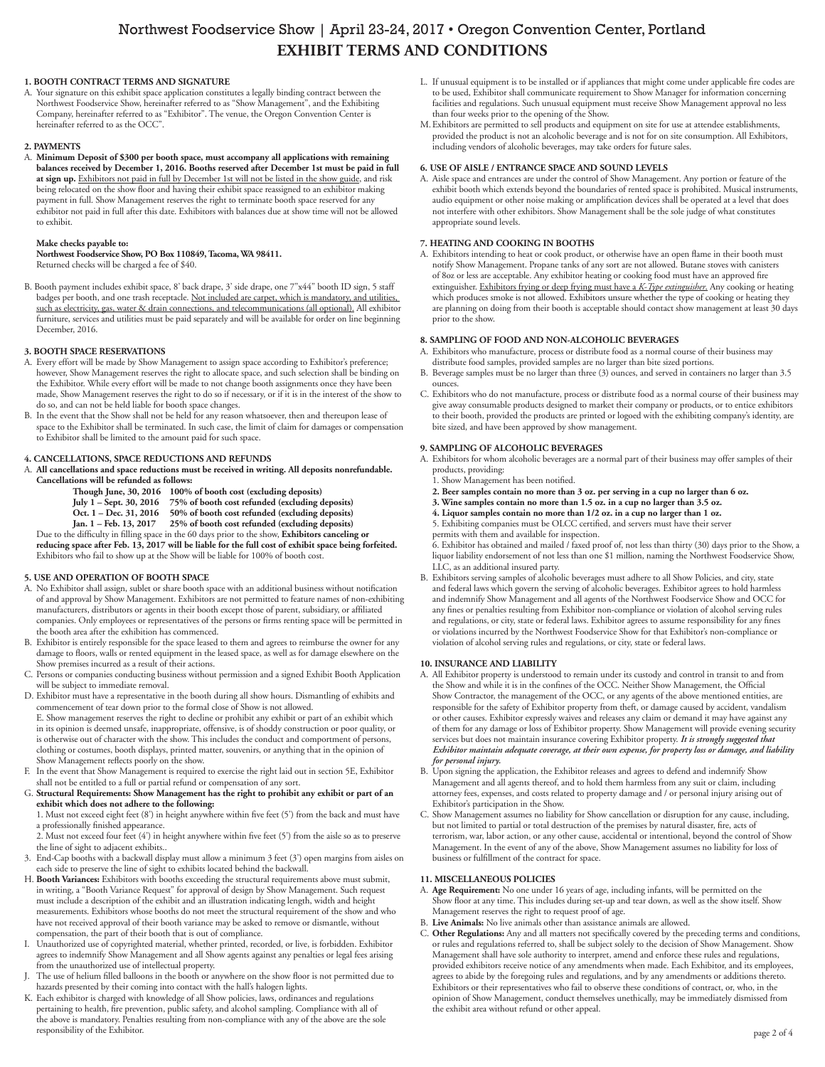# Northwest Foodservice Show | April 23-24, 2017 • Oregon Convention Center, Portland

# EXHIBIT TERMS AND CONDITIONS

### 1. BOOTH CONTRACT TERMS AND SIGNATURE

A. Your signature on this exhibit space application constitutes a legally binding contract between the Northwest Foodservice Show, hereinafter referred to as "Show Management", and the Exhibiting Company, hereinafter referred to as "Exhibitor". The venue, the Oregon Convention Center is hereinafter referred to as the OCC".

### 2. PAYMENTS

A. **Minimum Deposit of $300 per booth space, must accompany all applications with remaining balances received by December 1, 2016. Booths reserved after December 1st must be paid in full at sign up.** Exhibitors not paid in full by December 1st will not be listed in the show guide, and risk being relocated on the show floor and having their exhibit space reassigned to an exhibitor making payment in full. Show Management reserves the right to terminate booth space reserved for any exhibitor not paid in full after this date. Exhibitors with balances due at show time will not be allowed to exhibit.

**Make checks payable to:**
**Northwest Foodservice Show, PO Box 110849, Tacoma, WA 98411.**
Returned checks will be charged a fee of $40.

B. Booth payment includes exhibit space, 8' back drape, 3' side drape, one 7"x44" booth ID sign, 5 staff badges per booth, and one trash receptacle. Not included are carpet, which is mandatory, and utilities, such as electricity, gas, water & drain connections, and telecommunications (all optional). All exhibitor furniture, services and utilities must be paid separately and will be available for order on line beginning December, 2016.

### 3. BOOTH SPACE RESERVATIONS

A. Every effort will be made by Show Management to assign space according to Exhibitor's preference; however, Show Management reserves the right to allocate space, and such selection shall be binding on the Exhibitor. While every effort will be made to not change booth assignments once they have been made, Show Management reserves the right to do so if necessary, or if it is in the interest of the show to do so, and can not be held liable for booth space changes.

B. In the event that the Show shall not be held for any reason whatsoever, then and thereupon lease of space to the Exhibitor shall be terminated. In such case, the limit of claim for damages or compensation to Exhibitor shall be limited to the amount paid for such space.

### 4. CANCELLATIONS, SPACE REDUCTIONS AND REFUNDS

A. **All cancellations and space reductions must be received in writing. All deposits nonrefundable. Cancellations will be refunded as follows:**

| | |
|---|---|
| **Though June, 30, 2016** | **100% of booth cost (excluding deposits)** |
| **July 1 – Sept. 30, 2016** | **75% of booth cost refunded (excluding deposits)** |
| **Oct. 1 – Dec. 31, 2016** | **50% of booth cost refunded (excluding deposits)** |
| **Jan. 1 – Feb. 13, 2017** | **25% of booth cost refunded (excluding deposits)** |

Due to the difficulty in filling space in the 60 days prior to the show, **Exhibitors canceling or reducing space after Feb. 13, 2017 will be liable for the full cost of exhibit space being forfeited.** Exhibitors who fail to show up at the Show will be liable for 100% of booth cost.

### 5. USE AND OPERATION OF BOOTH SPACE

A. No Exhibitor shall assign, sublet or share booth space with an additional business without notification of and approval by Show Management. Exhibitors are not permitted to feature names of non-exhibiting manufacturers, distributors or agents in their booth except those of parent, subsidiary, or affiliated companies. Only employees or representatives of the persons or firms renting space will be permitted in the booth area after the exhibition has commenced.

B. Exhibitor is entirely responsible for the space leased to them and agrees to reimburse the owner for any damage to floors, walls or rented equipment in the leased space, as well as for damage elsewhere on the Show premises incurred as a result of their actions.

C. Persons or companies conducting business without permission and a signed Exhibit Booth Application will be subject to immediate removal.

D. Exhibitor must have a representative in the booth during all show hours. Dismantling of exhibits and commencement of tear down prior to the formal close of Show is not allowed.

E. Show management reserves the right to decline or prohibit any exhibit or part of an exhibit which in its opinion is deemed unsafe, inappropriate, offensive, is of shoddy construction or poor quality, or is otherwise out of character with the show. This includes the conduct and comportment of persons, clothing or costumes, booth displays, printed matter, souvenirs, or anything that in the opinion of Show Management reflects poorly on the show.

F. In the event that Show Management is required to exercise the right laid out in section 5E, Exhibitor shall not be entitled to a full or partial refund or compensation of any sort.

G. **Structural Requirements: Show Management has the right to prohibit any exhibit or part of an exhibit which does not adhere to the following:**

1. Must not exceed eight feet (8') in height anywhere within five feet (5') from the back and must have a professionally finished appearance.
2. Must not exceed four feet (4') in height anywhere within five feet (5') from the aisle so as to preserve the line of sight to adjacent exhibits..
3. End-Cap booths with a backwall display must allow a minimum 3 feet (3') open margins from aisles on each side to preserve the line of sight to exhibits located behind the backwall.

H. **Booth Variances:** Exhibitors with booths exceeding the structural requirements above must submit, in writing, a "Booth Variance Request" for approval of design by Show Management. Such request must include a description of the exhibit and an illustration indicating length, width and height measurements. Exhibitors whose booths do not meet the structural requirement of the show and who have not received approval of their booth variance may be asked to remove or dismantle, without compensation, the part of their booth that is out of compliance.

I. Unauthorized use of copyrighted material, whether printed, recorded, or live, is forbidden. Exhibitor agrees to indemnify Show Management and all Show agents against any penalties or legal fees arising from the unauthorized use of intellectual property.

J. The use of helium filled balloons in the booth or anywhere on the show floor is not permitted due to hazards presented by their coming into contact with the hall's halogen lights.

K. Each exhibitor is charged with knowledge of all Show policies, laws, ordinances and regulations pertaining to health, fire prevention, public safety, and alcohol sampling. Compliance with all of the above is mandatory. Penalties resulting from non-compliance with any of the above are the sole responsibility of the Exhibitor.

L. If unusual equipment is to be installed or if appliances that might come under applicable fire codes are to be used, Exhibitor shall communicate requirement to Show Manager for information concerning facilities and regulations. Such unusual equipment must receive Show Management approval no less than four weeks prior to the opening of the Show.

M. Exhibitors are permitted to sell products and equipment on site for use at attendee establishments, provided the product is not an alcoholic beverage and is not for on site consumption. All Exhibitors, including vendors of alcoholic beverages, may take orders for future sales.

### 6. USE OF AISLE / ENTRANCE SPACE AND SOUND LEVELS

A. Aisle space and entrances are under the control of Show Management. Any portion or feature of the exhibit booth which extends beyond the boundaries of rented space is prohibited. Musical instruments, audio equipment or other noise making or amplification devices shall be operated at a level that does not interfere with other exhibitors. Show Management shall be the sole judge of what constitutes appropriate sound levels.

### 7. HEATING AND COOKING IN BOOTHS

A. Exhibitors intending to heat or cook product, or otherwise have an open flame in their booth must notify Show Management. Propane tanks of any sort are not allowed. Butane stoves with canisters of 8oz or less are acceptable. Any exhibitor heating or cooking food must have an approved fire extinguisher. Exhibitors frying or deep frying must have a *K-Type extinguisher*. Any cooking or heating which produces smoke is not allowed. Exhibitors unsure whether the type of cooking or heating they are planning on doing from their booth is acceptable should contact show management at least 30 days prior to the show.

### 8. SAMPLING OF FOOD AND NON-ALCOHOLIC BEVERAGES

A. Exhibitors who manufacture, process or distribute food as a normal course of their business may distribute food samples, provided samples are no larger than bite sized portions.

B. Beverage samples must be no larger than three (3) ounces, and served in containers no larger than 3.5 ounces.

C. Exhibitors who do not manufacture, process or distribute food as a normal course of their business may give away consumable products designed to market their company or products, or to entice exhibitors to their booth, provided the products are printed or logoed with the exhibiting company's identity, are bite sized, and have been approved by show management.

### 9. SAMPLING OF ALCOHOLIC BEVERAGES

A. Exhibitors for whom alcoholic beverages are a normal part of their business may offer samples of their products, providing:

1. Show Management has been notified.
2. **Beer samples contain no more than 3 oz. per serving in a cup no larger than 6 oz.**
3. **Wine samples contain no more than 1.5 oz. in a cup no larger than 3.5 oz.**
4. **Liquor samples contain no more than 1/2 oz. in a cup no larger than 1 oz.**
5. Exhibiting companies must be OLCC certified, and servers must have their server permits with them and available for inspection.
6. Exhibitor has obtained and mailed / faxed proof of, not less than thirty (30) days prior to the Show, a liquor liability endorsement of not less than one $1 million, naming the Northwest Foodservice Show, LLC, as an additional insured party.

B. Exhibitors serving samples of alcoholic beverages must adhere to all Show Policies, and city, state and federal laws which govern the serving of alcoholic beverages. Exhibitor agrees to hold harmless and indemnify Show Management and all agents of the Northwest Foodservice Show and OCC for any fines or penalties resulting from Exhibitor non-compliance or violation of alcohol serving rules and regulations, or city, state or federal laws. Exhibitor agrees to assume responsibility for any fines or violations incurred by the Northwest Foodservice Show for that Exhibitor's non-compliance or violation of alcohol serving rules and regulations, or city, state or federal laws.

### 10. INSURANCE AND LIABILITY

A. All Exhibitor property is understood to remain under its custody and control in transit to and from the Show and while it is in the confines of the OCC. Neither Show Management, the Official Show Contractor, the management of the OCC, or any agents of the above mentioned entities, are responsible for the safety of Exhibitor property from theft, or damage caused by accident, vandalism or other causes. Exhibitor expressly waives and releases any claim or demand it may have against any of them for any damage or loss of Exhibitor property. Show Management will provide evening security services but does not maintain insurance covering Exhibitor property. ***It is strongly suggested that Exhibitor maintain adequate coverage, at their own expense, for property loss or damage, and liability for personal injury.***

B. Upon signing the application, the Exhibitor releases and agrees to defend and indemnify Show Management and all agents thereof, and to hold them harmless from any suit or claim, including attorney fees, expenses, and costs related to property damage and / or personal injury arising out of Exhibitor's participation in the Show.

C. Show Management assumes no liability for Show cancellation or disruption for any cause, including, but not limited to partial or total destruction of the premises by natural disaster, fire, acts of terrorism, war, labor action, or any other cause, accidental or intentional, beyond the control of Show Management. In the event of any of the above, Show Management assumes no liability for loss of business or fulfillment of the contract for space.

### 11. MISCELLANEOUS POLICIES

A. **Age Requirement:** No one under 16 years of age, including infants, will be permitted on the Show floor at any time. This includes during set-up and tear down, as well as the show itself. Show Management reserves the right to request proof of age.

B. **Live Animals:** No live animals other than assistance animals are allowed.

C. **Other Regulations:** Any and all matters not specifically covered by the preceding terms and conditions, or rules and regulations referred to, shall be subject solely to the decision of Show Management. Show Management shall have sole authority to interpret, amend and enforce these rules and regulations, provided exhibitors receive notice of any amendments when made. Each Exhibitor, and its employees, agrees to abide by the foregoing rules and regulations, and by any amendments or additions thereto. Exhibitors or their representatives who fail to observe these conditions of contract, or, who, in the opinion of Show Management, conduct themselves unethically, may be immediately dismissed from the exhibit area without refund or other appeal.